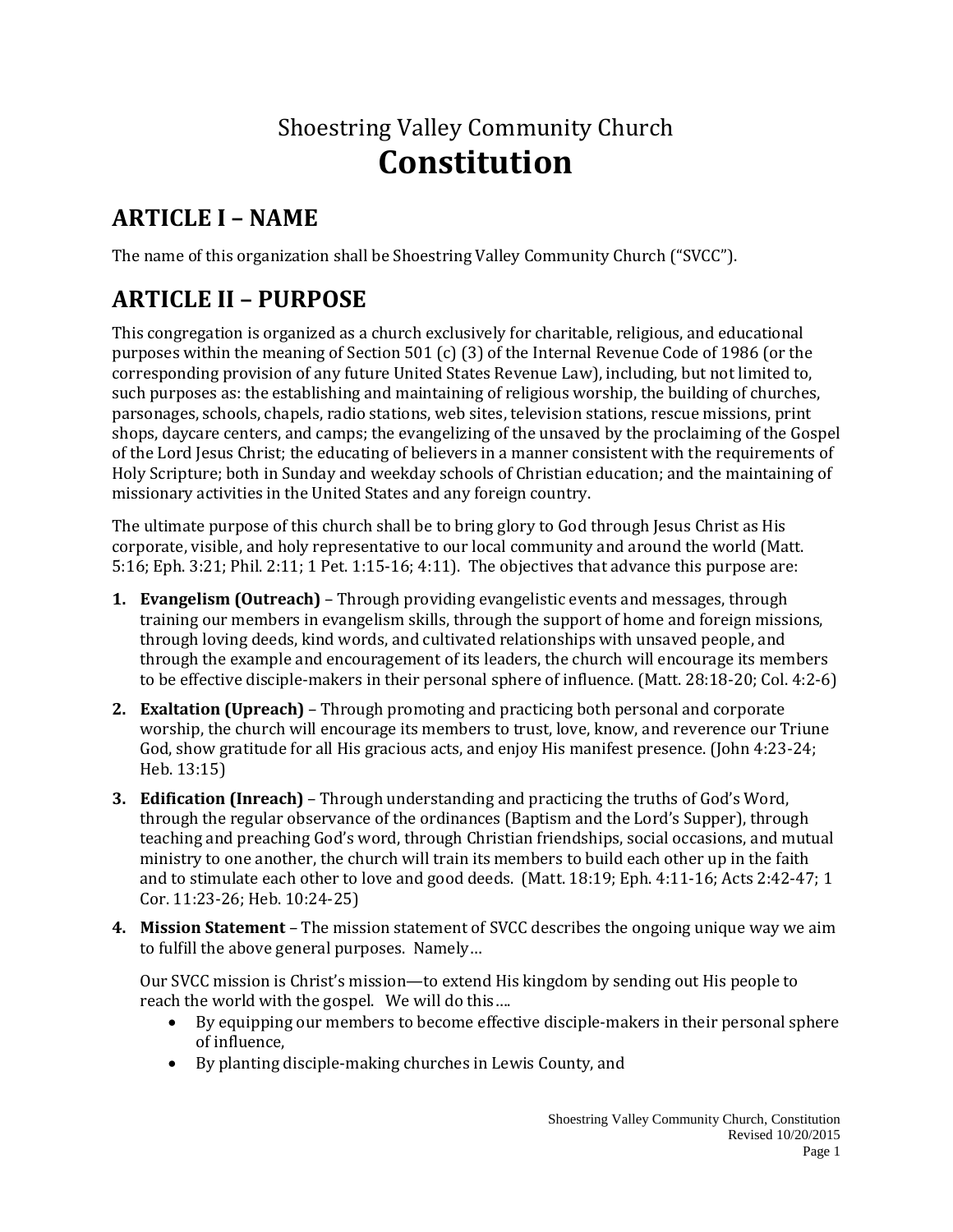# Shoestring Valley Community Church Constitution

## ARTICLE I – NAME

The name of this organization shall be Shoestring Valley Community Church ("SVCC").

## ARTICLE II – PURPOSE

This congregation is organized as a church exclusively for charitable, religious, and educational purposes within the meaning of Section 501 (c) (3) of the Internal Revenue Code of 1986 (or the corresponding provision of any future United States Revenue Law), including, but not limited to, such purposes as: the establishing and maintaining of religious worship, the building of churches, parsonages, schools, chapels, radio stations, web sites, television stations, rescue missions, print shops, daycare centers, and camps; the evangelizing of the unsaved by the proclaiming of the Gospel of the Lord Jesus Christ; the educating of believers in a manner consistent with the requirements of Holy Scripture; both in Sunday and weekday schools of Christian education; and the maintaining of missionary activities in the United States and any foreign country.

The ultimate purpose of this church shall be to bring glory to God through Jesus Christ as His corporate, visible, and holy representative to our local community and around the world (Matt. 5:16; Eph. 3:21; Phil. 2:11; 1 Pet. 1:15-16; 4:11). The objectives that advance this purpose are:

1. **Evangelism (Outreach)** – Through providing evangelistic events and messages, through training our members in evangelism skills, through the support of home and foreign missions, through loving deeds, kind words, and cultivated relationships with unsaved people, and through the example and encouragement of its leaders, the church will encourage its members to be effective disciple-makers in their personal sphere of influence. (Matt. 28:18-20; Col. 4:2-6)
2. **Exaltation (Upreach)** – Through promoting and practicing both personal and corporate worship, the church will encourage its members to trust, love, know, and reverence our Triune God, show gratitude for all His gracious acts, and enjoy His manifest presence. (John 4:23-24; Heb. 13:15)
3. **Edification (Inreach)** – Through understanding and practicing the truths of God's Word, through the regular observance of the ordinances (Baptism and the Lord's Supper), through teaching and preaching God's word, through Christian friendships, social occasions, and mutual ministry to one another, the church will train its members to build each other up in the faith and to stimulate each other to love and good deeds. (Matt. 18:19; Eph. 4:11-16; Acts 2:42-47; 1 Cor. 11:23-26; Heb. 10:24-25)
4. **Mission Statement** – The mission statement of SVCC describes the ongoing unique way we aim to fulfill the above general purposes. Namely…

   Our SVCC mission is Christ's mission—to extend His kingdom by sending out His people to reach the world with the gospel. We will do this….

   - By equipping our members to become effective disciple-makers in their personal sphere of influence,
   - By planting disciple-making churches in Lewis County, and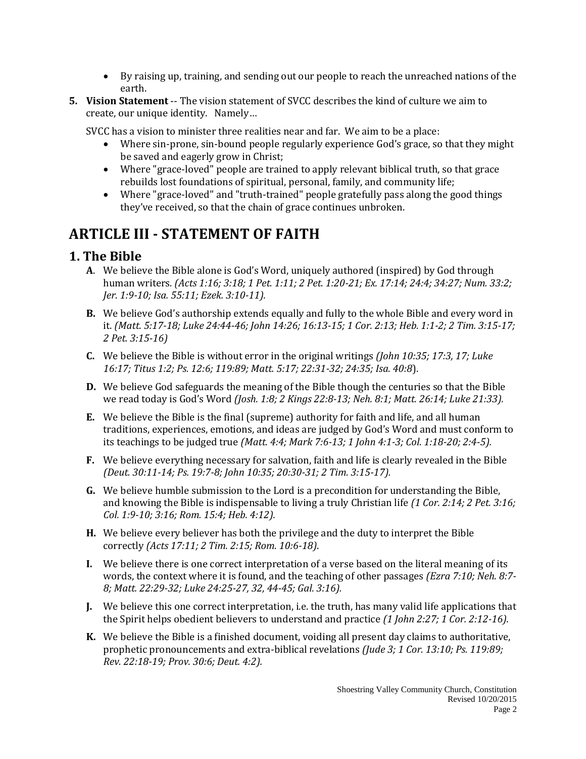- By raising up, training, and sending out our people to reach the unreached nations of the earth.

5. **Vision Statement** -- The vision statement of SVCC describes the kind of culture we aim to create, our unique identity. Namely…

   SVCC has a vision to minister three realities near and far. We aim to be a place:

   - Where sin-prone, sin-bound people regularly experience God's grace, so that they might be saved and eagerly grow in Christ;
   - Where "grace-loved" people are trained to apply relevant biblical truth, so that grace rebuilds lost foundations of spiritual, personal, family, and community life;
   - Where "grace-loved" and "truth-trained" people gratefully pass along the good things they've received, so that the chain of grace continues unbroken.

# ARTICLE III - STATEMENT OF FAITH

## 1. The Bible

**A**. We believe the Bible alone is God's Word, uniquely authored (inspired) by God through human writers. *(Acts 1:16; 3:18; 1 Pet. 1:11; 2 Pet. 1:20-21; Ex. 17:14; 24:4; 34:27; Num. 33:2; Jer. 1:9-10; Isa. 55:11; Ezek. 3:10-11).*

**B.** We believe God's authorship extends equally and fully to the whole Bible and every word in it. *(Matt. 5:17-18; Luke 24:44-46; John 14:26; 16:13-15; 1 Cor. 2:13; Heb. 1:1-2; 2 Tim. 3:15-17; 2 Pet. 3:15-16)*

**C.** We believe the Bible is without error in the original writings *(John 10:35; 17:3, 17; Luke 16:17; Titus 1:2; Ps. 12:6; 119:89; Matt. 5:17; 22:31-32; 24:35; Isa. 40:8*).

**D.** We believe God safeguards the meaning of the Bible though the centuries so that the Bible we read today is God's Word *(Josh. 1:8; 2 Kings 22:8-13; Neh. 8:1; Matt. 26:14; Luke 21:33).*

**E.** We believe the Bible is the final (supreme) authority for faith and life, and all human traditions, experiences, emotions, and ideas are judged by God's Word and must conform to its teachings to be judged true *(Matt. 4:4; Mark 7:6-13; 1 John 4:1-3; Col. 1:18-20; 2:4-5).*

**F.** We believe everything necessary for salvation, faith and life is clearly revealed in the Bible *(Deut. 30:11-14; Ps. 19:7-8; John 10:35; 20:30-31; 2 Tim. 3:15-17).*

**G.** We believe humble submission to the Lord is a precondition for understanding the Bible, and knowing the Bible is indispensable to living a truly Christian life *(1 Cor. 2:14; 2 Pet. 3:16; Col. 1:9-10; 3:16; Rom. 15:4; Heb. 4:12).*

**H.** We believe every believer has both the privilege and the duty to interpret the Bible correctly *(Acts 17:11; 2 Tim. 2:15; Rom. 10:6-18)*.

**I.** We believe there is one correct interpretation of a verse based on the literal meaning of its words, the context where it is found, and the teaching of other passages *(Ezra 7:10; Neh. 8:7-8; Matt. 22:29-32; Luke 24:25-27, 32, 44-45; Gal. 3:16).*

**J.** We believe this one correct interpretation, i.e. the truth, has many valid life applications that the Spirit helps obedient believers to understand and practice *(1 John 2:27; 1 Cor. 2:12-16).*

**K.** We believe the Bible is a finished document, voiding all present day claims to authoritative, prophetic pronouncements and extra-biblical revelations *(Jude 3; 1 Cor. 13:10; Ps. 119:89; Rev. 22:18-19; Prov. 30:6; Deut. 4:2).*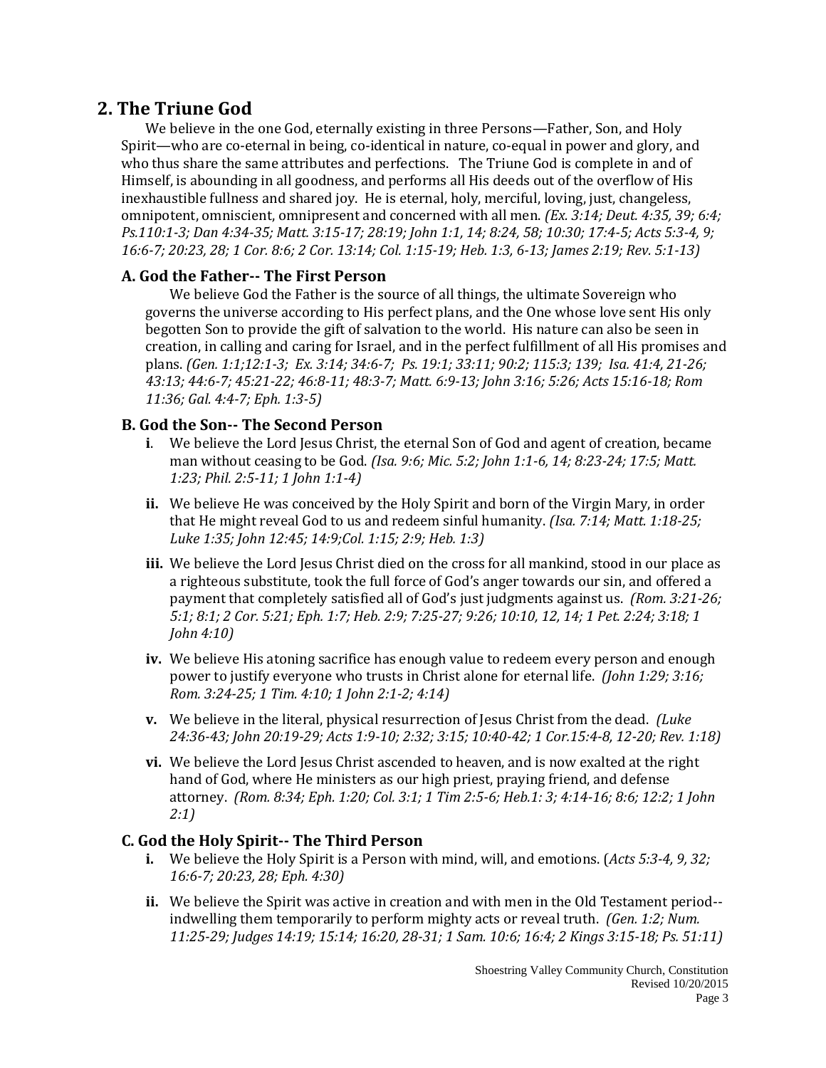## 2. The Triune God

We believe in the one God, eternally existing in three Persons—Father, Son, and Holy Spirit—who are co-eternal in being, co-identical in nature, co-equal in power and glory, and who thus share the same attributes and perfections. The Triune God is complete in and of Himself, is abounding in all goodness, and performs all His deeds out of the overflow of His inexhaustible fullness and shared joy. He is eternal, holy, merciful, loving, just, changeless, omnipotent, omniscient, omnipresent and concerned with all men. *(Ex. 3:14; Deut. 4:35, 39; 6:4; Ps.110:1-3; Dan 4:34-35; Matt. 3:15-17; 28:19; John 1:1, 14; 8:24, 58; 10:30; 17:4-5; Acts 5:3-4, 9; 16:6-7; 20:23, 28; 1 Cor. 8:6; 2 Cor. 13:14; Col. 1:15-19; Heb. 1:3, 6-13; James 2:19; Rev. 5:1-13)*

### A. God the Father-- The First Person

We believe God the Father is the source of all things, the ultimate Sovereign who governs the universe according to His perfect plans, and the One whose love sent His only begotten Son to provide the gift of salvation to the world. His nature can also be seen in creation, in calling and caring for Israel, and in the perfect fulfillment of all His promises and plans. *(Gen. 1:1;12:1-3; Ex. 3:14; 34:6-7; Ps. 19:1; 33:11; 90:2; 115:3; 139; Isa. 41:4, 21-26; 43:13; 44:6-7; 45:21-22; 46:8-11; 48:3-7; Matt. 6:9-13; John 3:16; 5:26; Acts 15:16-18; Rom 11:36; Gal. 4:4-7; Eph. 1:3-5)*

### B. God the Son-- The Second Person

**i.** We believe the Lord Jesus Christ, the eternal Son of God and agent of creation, became man without ceasing to be God. *(Isa. 9:6; Mic. 5:2; John 1:1-6, 14; 8:23-24; 17:5; Matt. 1:23; Phil. 2:5-11; 1 John 1:1-4)*

**ii.** We believe He was conceived by the Holy Spirit and born of the Virgin Mary, in order that He might reveal God to us and redeem sinful humanity. *(Isa. 7:14; Matt. 1:18-25; Luke 1:35; John 12:45; 14:9;Col. 1:15; 2:9; Heb. 1:3)*

**iii.** We believe the Lord Jesus Christ died on the cross for all mankind, stood in our place as a righteous substitute, took the full force of God's anger towards our sin, and offered a payment that completely satisfied all of God's just judgments against us. *(Rom. 3:21-26; 5:1; 8:1; 2 Cor. 5:21; Eph. 1:7; Heb. 2:9; 7:25-27; 9:26; 10:10, 12, 14; 1 Pet. 2:24; 3:18; 1 John 4:10)*

**iv.** We believe His atoning sacrifice has enough value to redeem every person and enough power to justify everyone who trusts in Christ alone for eternal life. *(John 1:29; 3:16; Rom. 3:24-25; 1 Tim. 4:10; 1 John 2:1-2; 4:14)*

**v.** We believe in the literal, physical resurrection of Jesus Christ from the dead. *(Luke 24:36-43; John 20:19-29; Acts 1:9-10; 2:32; 3:15; 10:40-42; 1 Cor.15:4-8, 12-20; Rev. 1:18)*

**vi.** We believe the Lord Jesus Christ ascended to heaven, and is now exalted at the right hand of God, where He ministers as our high priest, praying friend, and defense attorney. *(Rom. 8:34; Eph. 1:20; Col. 3:1; 1 Tim 2:5-6; Heb.1: 3; 4:14-16; 8:6; 12:2; 1 John 2:1)*

### C. God the Holy Spirit-- The Third Person

**i.** We believe the Holy Spirit is a Person with mind, will, and emotions. (*Acts 5:3-4, 9, 32; 16:6-7; 20:23, 28; Eph. 4:30)*

**ii.** We believe the Spirit was active in creation and with men in the Old Testament period--indwelling them temporarily to perform mighty acts or reveal truth. *(Gen. 1:2; Num. 11:25-29; Judges 14:19; 15:14; 16:20, 28-31; 1 Sam. 10:6; 16:4; 2 Kings 3:15-18; Ps. 51:11)*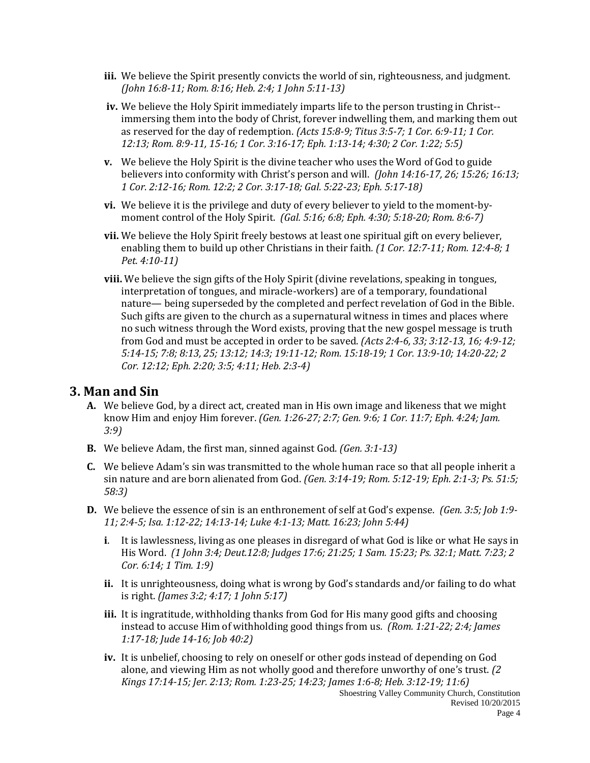- **iii.** We believe the Spirit presently convicts the world of sin, righteousness, and judgment. *(John 16:8-11; Rom. 8:16; Heb. 2:4; 1 John 5:11-13)*
- **iv.** We believe the Holy Spirit immediately imparts life to the person trusting in Christ--immersing them into the body of Christ, forever indwelling them, and marking them out as reserved for the day of redemption. *(Acts 15:8-9; Titus 3:5-7; 1 Cor. 6:9-11; 1 Cor. 12:13; Rom. 8:9-11, 15-16; 1 Cor. 3:16-17; Eph. 1:13-14; 4:30; 2 Cor. 1:22; 5:5)*
- **v.** We believe the Holy Spirit is the divine teacher who uses the Word of God to guide believers into conformity with Christ's person and will. *(John 14:16-17, 26; 15:26; 16:13; 1 Cor. 2:12-16; Rom. 12:2; 2 Cor. 3:17-18; Gal. 5:22-23; Eph. 5:17-18)*
- **vi.** We believe it is the privilege and duty of every believer to yield to the moment-by-moment control of the Holy Spirit. *(Gal. 5:16; 6:8; Eph. 4:30; 5:18-20; Rom. 8:6-7)*
- **vii.** We believe the Holy Spirit freely bestows at least one spiritual gift on every believer, enabling them to build up other Christians in their faith. *(1 Cor. 12:7-11; Rom. 12:4-8; 1 Pet. 4:10-11)*
- **viii.** We believe the sign gifts of the Holy Spirit (divine revelations, speaking in tongues, interpretation of tongues, and miracle-workers) are of a temporary, foundational nature— being superseded by the completed and perfect revelation of God in the Bible. Such gifts are given to the church as a supernatural witness in times and places where no such witness through the Word exists, proving that the new gospel message is truth from God and must be accepted in order to be saved. *(Acts 2:4-6, 33; 3:12-13, 16; 4:9-12; 5:14-15; 7:8; 8:13, 25; 13:12; 14:3; 19:11-12; Rom. 15:18-19; 1 Cor. 13:9-10; 14:20-22; 2 Cor. 12:12; Eph. 2:20; 3:5; 4:11; Heb. 2:3-4)*

## 3. Man and Sin

- **A.** We believe God, by a direct act, created man in His own image and likeness that we might know Him and enjoy Him forever. *(Gen. 1:26-27; 2:7; Gen. 9:6; 1 Cor. 11:7; Eph. 4:24; Jam. 3:9)*
- **B.** We believe Adam, the first man, sinned against God. *(Gen. 3:1-13)*
- **C.** We believe Adam's sin was transmitted to the whole human race so that all people inherit a sin nature and are born alienated from God. *(Gen. 3:14-19; Rom. 5:12-19; Eph. 2:1-3; Ps. 51:5; 58:3)*
- **D.** We believe the essence of sin is an enthronement of self at God's expense. *(Gen. 3:5; Job 1:9-11; 2:4-5; Isa. 1:12-22; 14:13-14; Luke 4:1-13; Matt. 16:23; John 5:44)*
  - **i.** It is lawlessness, living as one pleases in disregard of what God is like or what He says in His Word. *(1 John 3:4; Deut.12:8; Judges 17:6; 21:25; 1 Sam. 15:23; Ps. 32:1; Matt. 7:23; 2 Cor. 6:14; 1 Tim. 1:9)*
  - **ii.** It is unrighteousness, doing what is wrong by God's standards and/or failing to do what is right. *(James 3:2; 4:17; 1 John 5:17)*
  - **iii.** It is ingratitude, withholding thanks from God for His many good gifts and choosing instead to accuse Him of withholding good things from us. *(Rom. 1:21-22; 2:4; James 1:17-18; Jude 14-16; Job 40:2)*
  - **iv.** It is unbelief, choosing to rely on oneself or other gods instead of depending on God alone, and viewing Him as not wholly good and therefore unworthy of one's trust. *(2 Kings 17:14-15; Jer. 2:13; Rom. 1:23-25; 14:23; James 1:6-8; Heb. 3:12-19; 11:6)*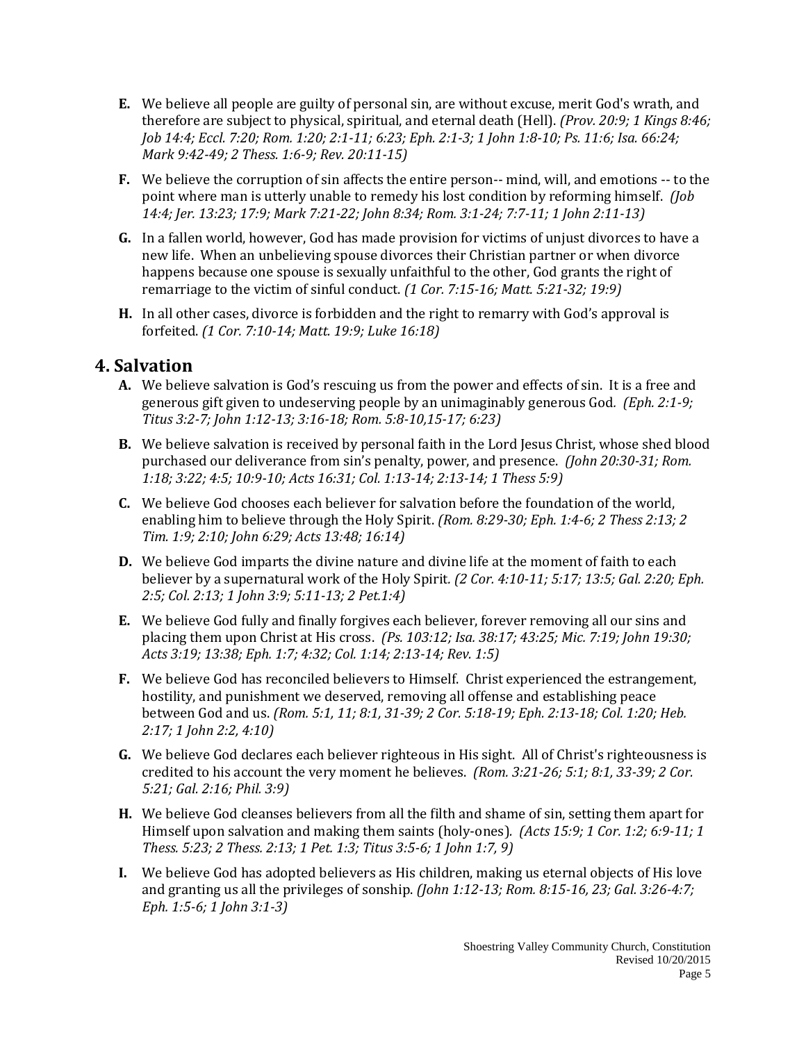**E.** We believe all people are guilty of personal sin, are without excuse, merit God's wrath, and therefore are subject to physical, spiritual, and eternal death (Hell). *(Prov. 20:9; 1 Kings 8:46; Job 14:4; Eccl. 7:20; Rom. 1:20; 2:1-11; 6:23; Eph. 2:1-3; 1 John 1:8-10; Ps. 11:6; Isa. 66:24; Mark 9:42-49; 2 Thess. 1:6-9; Rev. 20:11-15)*

**F.** We believe the corruption of sin affects the entire person-- mind, will, and emotions -- to the point where man is utterly unable to remedy his lost condition by reforming himself. *(Job 14:4; Jer. 13:23; 17:9; Mark 7:21-22; John 8:34; Rom. 3:1-24; 7:7-11; 1 John 2:11-13)*

**G.** In a fallen world, however, God has made provision for victims of unjust divorces to have a new life. When an unbelieving spouse divorces their Christian partner or when divorce happens because one spouse is sexually unfaithful to the other, God grants the right of remarriage to the victim of sinful conduct. *(1 Cor. 7:15-16; Matt. 5:21-32; 19:9)*

**H.** In all other cases, divorce is forbidden and the right to remarry with God's approval is forfeited. *(1 Cor. 7:10-14; Matt. 19:9; Luke 16:18)*

## 4. Salvation

**A.** We believe salvation is God's rescuing us from the power and effects of sin. It is a free and generous gift given to undeserving people by an unimaginably generous God. *(Eph. 2:1-9; Titus 3:2-7; John 1:12-13; 3:16-18; Rom. 5:8-10,15-17; 6:23)*

**B.** We believe salvation is received by personal faith in the Lord Jesus Christ, whose shed blood purchased our deliverance from sin's penalty, power, and presence. *(John 20:30-31; Rom. 1:18; 3:22; 4:5; 10:9-10; Acts 16:31; Col. 1:13-14; 2:13-14; 1 Thess 5:9)*

**C.** We believe God chooses each believer for salvation before the foundation of the world, enabling him to believe through the Holy Spirit. *(Rom. 8:29-30; Eph. 1:4-6; 2 Thess 2:13; 2 Tim. 1:9; 2:10; John 6:29; Acts 13:48; 16:14)*

**D.** We believe God imparts the divine nature and divine life at the moment of faith to each believer by a supernatural work of the Holy Spirit. *(2 Cor. 4:10-11; 5:17; 13:5; Gal. 2:20; Eph. 2:5; Col. 2:13; 1 John 3:9; 5:11-13; 2 Pet.1:4)*

**E.** We believe God fully and finally forgives each believer, forever removing all our sins and placing them upon Christ at His cross. *(Ps. 103:12; Isa. 38:17; 43:25; Mic. 7:19; John 19:30; Acts 3:19; 13:38; Eph. 1:7; 4:32; Col. 1:14; 2:13-14; Rev. 1:5)*

**F.** We believe God has reconciled believers to Himself. Christ experienced the estrangement, hostility, and punishment we deserved, removing all offense and establishing peace between God and us. *(Rom. 5:1, 11; 8:1, 31-39; 2 Cor. 5:18-19; Eph. 2:13-18; Col. 1:20; Heb. 2:17; 1 John 2:2, 4:10)*

**G.** We believe God declares each believer righteous in His sight. All of Christ's righteousness is credited to his account the very moment he believes. *(Rom. 3:21-26; 5:1; 8:1, 33-39; 2 Cor. 5:21; Gal. 2:16; Phil. 3:9)*

**H.** We believe God cleanses believers from all the filth and shame of sin, setting them apart for Himself upon salvation and making them saints (holy-ones). *(Acts 15:9; 1 Cor. 1:2; 6:9-11; 1 Thess. 5:23; 2 Thess. 2:13; 1 Pet. 1:3; Titus 3:5-6; 1 John 1:7, 9)*

**I.** We believe God has adopted believers as His children, making us eternal objects of His love and granting us all the privileges of sonship. *(John 1:12-13; Rom. 8:15-16, 23; Gal. 3:26-4:7; Eph. 1:5-6; 1 John 3:1-3)*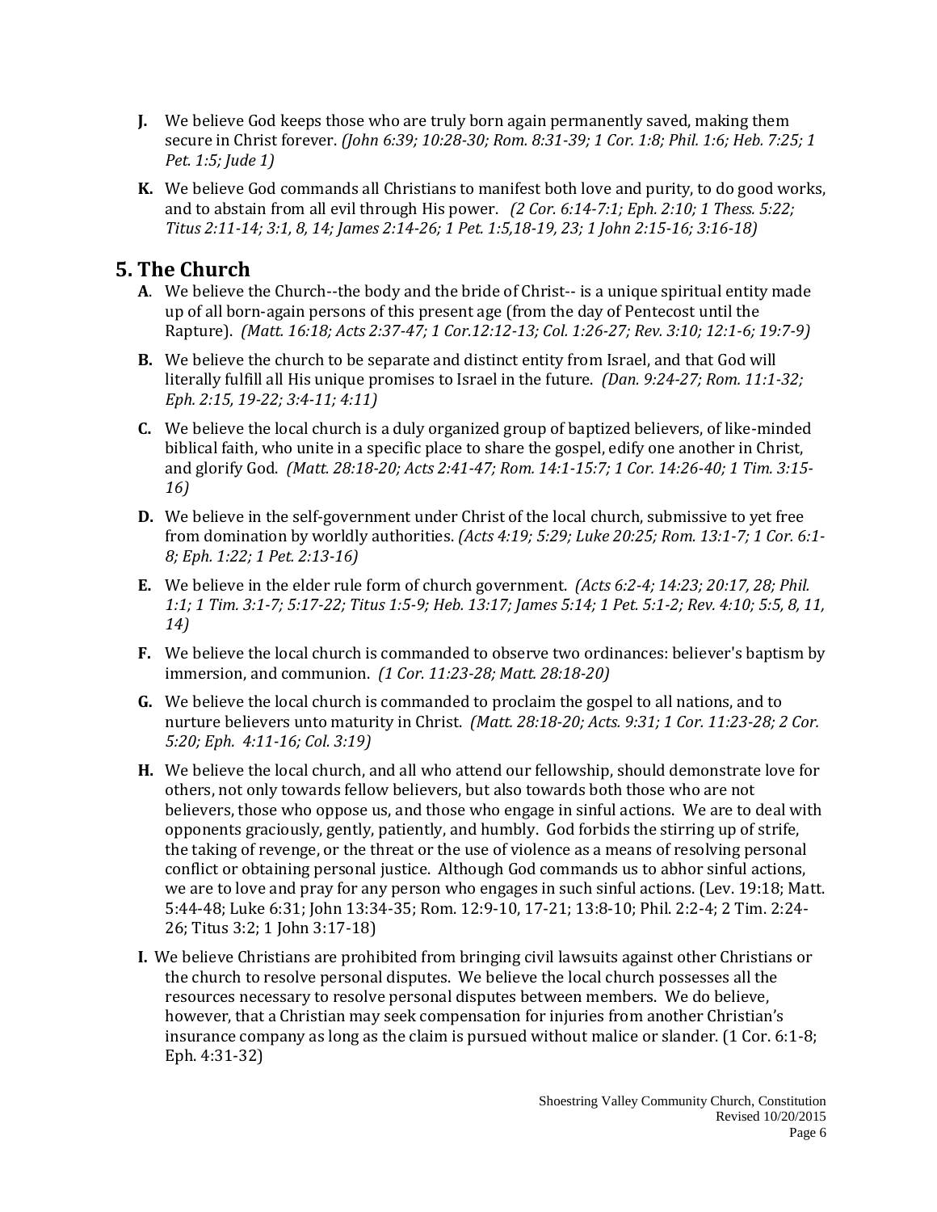**J.** We believe God keeps those who are truly born again permanently saved, making them secure in Christ forever. *(John 6:39; 10:28-30; Rom. 8:31-39; 1 Cor. 1:8; Phil. 1:6; Heb. 7:25; 1 Pet. 1:5; Jude 1)*

**K.** We believe God commands all Christians to manifest both love and purity, to do good works, and to abstain from all evil through His power. *(2 Cor. 6:14-7:1; Eph. 2:10; 1 Thess. 5:22; Titus 2:11-14; 3:1, 8, 14; James 2:14-26; 1 Pet. 1:5,18-19, 23; 1 John 2:15-16; 3:16-18)*

## 5. The Church

**A**. We believe the Church--the body and the bride of Christ-- is a unique spiritual entity made up of all born-again persons of this present age (from the day of Pentecost until the Rapture). *(Matt. 16:18; Acts 2:37-47; 1 Cor.12:12-13; Col. 1:26-27; Rev. 3:10; 12:1-6; 19:7-9)*

**B.** We believe the church to be separate and distinct entity from Israel, and that God will literally fulfill all His unique promises to Israel in the future. *(Dan. 9:24-27; Rom. 11:1-32; Eph. 2:15, 19-22; 3:4-11; 4:11)*

**C.** We believe the local church is a duly organized group of baptized believers, of like-minded biblical faith, who unite in a specific place to share the gospel, edify one another in Christ, and glorify God. *(Matt. 28:18-20; Acts 2:41-47; Rom. 14:1-15:7; 1 Cor. 14:26-40; 1 Tim. 3:15-16)*

**D.** We believe in the self-government under Christ of the local church, submissive to yet free from domination by worldly authorities. *(Acts 4:19; 5:29; Luke 20:25; Rom. 13:1-7; 1 Cor. 6:1-8; Eph. 1:22; 1 Pet. 2:13-16)*

**E.** We believe in the elder rule form of church government. *(Acts 6:2-4; 14:23; 20:17, 28; Phil. 1:1; 1 Tim. 3:1-7; 5:17-22; Titus 1:5-9; Heb. 13:17; James 5:14; 1 Pet. 5:1-2; Rev. 4:10; 5:5, 8, 11, 14)*

**F.** We believe the local church is commanded to observe two ordinances: believer's baptism by immersion, and communion. *(1 Cor. 11:23-28; Matt. 28:18-20)*

**G.** We believe the local church is commanded to proclaim the gospel to all nations, and to nurture believers unto maturity in Christ. *(Matt. 28:18-20; Acts. 9:31; 1 Cor. 11:23-28; 2 Cor. 5:20; Eph. 4:11-16; Col. 3:19)*

**H.** We believe the local church, and all who attend our fellowship, should demonstrate love for others, not only towards fellow believers, but also towards both those who are not believers, those who oppose us, and those who engage in sinful actions. We are to deal with opponents graciously, gently, patiently, and humbly. God forbids the stirring up of strife, the taking of revenge, or the threat or the use of violence as a means of resolving personal conflict or obtaining personal justice. Although God commands us to abhor sinful actions, we are to love and pray for any person who engages in such sinful actions. (Lev. 19:18; Matt. 5:44-48; Luke 6:31; John 13:34-35; Rom. 12:9-10, 17-21; 13:8-10; Phil. 2:2-4; 2 Tim. 2:24-26; Titus 3:2; 1 John 3:17-18)

**I.** We believe Christians are prohibited from bringing civil lawsuits against other Christians or the church to resolve personal disputes. We believe the local church possesses all the resources necessary to resolve personal disputes between members. We do believe, however, that a Christian may seek compensation for injuries from another Christian's insurance company as long as the claim is pursued without malice or slander. (1 Cor. 6:1-8; Eph. 4:31-32)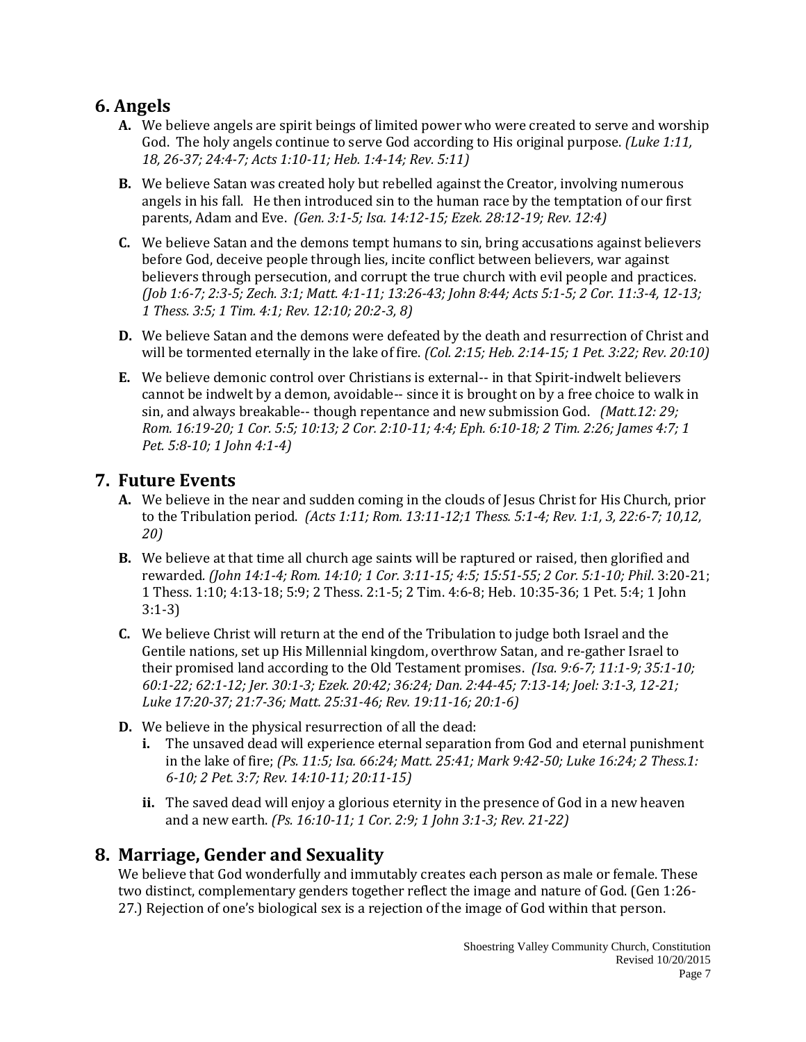## 6. Angels

**A.** We believe angels are spirit beings of limited power who were created to serve and worship God. The holy angels continue to serve God according to His original purpose. *(Luke 1:11, 18, 26-37; 24:4-7; Acts 1:10-11; Heb. 1:4-14; Rev. 5:11)*

**B.** We believe Satan was created holy but rebelled against the Creator, involving numerous angels in his fall. He then introduced sin to the human race by the temptation of our first parents, Adam and Eve. *(Gen. 3:1-5; Isa. 14:12-15; Ezek. 28:12-19; Rev. 12:4)*

**C.** We believe Satan and the demons tempt humans to sin, bring accusations against believers before God, deceive people through lies, incite conflict between believers, war against believers through persecution, and corrupt the true church with evil people and practices. *(Job 1:6-7; 2:3-5; Zech. 3:1; Matt. 4:1-11; 13:26-43; John 8:44; Acts 5:1-5; 2 Cor. 11:3-4, 12-13; 1 Thess. 3:5; 1 Tim. 4:1; Rev. 12:10; 20:2-3, 8)*

**D.** We believe Satan and the demons were defeated by the death and resurrection of Christ and will be tormented eternally in the lake of fire. *(Col. 2:15; Heb. 2:14-15; 1 Pet. 3:22; Rev. 20:10)*

**E.** We believe demonic control over Christians is external-- in that Spirit-indwelt believers cannot be indwelt by a demon, avoidable-- since it is brought on by a free choice to walk in sin, and always breakable-- though repentance and new submission God. *(Matt.12: 29; Rom. 16:19-20; 1 Cor. 5:5; 10:13; 2 Cor. 2:10-11; 4:4; Eph. 6:10-18; 2 Tim. 2:26; James 4:7; 1 Pet. 5:8-10; 1 John 4:1-4)*

## 7. Future Events

**A.** We believe in the near and sudden coming in the clouds of Jesus Christ for His Church, prior to the Tribulation period. *(Acts 1:11; Rom. 13:11-12;1 Thess. 5:1-4; Rev. 1:1, 3, 22:6-7; 10,12, 20)*

**B.** We believe at that time all church age saints will be raptured or raised, then glorified and rewarded. *(John 14:1-4; Rom. 14:10; 1 Cor. 3:11-15; 4:5; 15:51-55; 2 Cor. 5:1-10; Phil*. 3:20-21; 1 Thess. 1:10; 4:13-18; 5:9; 2 Thess. 2:1-5; 2 Tim. 4:6-8; Heb. 10:35-36; 1 Pet. 5:4; 1 John 3:1-3)

**C.** We believe Christ will return at the end of the Tribulation to judge both Israel and the Gentile nations, set up His Millennial kingdom, overthrow Satan, and re-gather Israel to their promised land according to the Old Testament promises. *(Isa. 9:6-7; 11:1-9; 35:1-10; 60:1-22; 62:1-12; Jer. 30:1-3; Ezek. 20:42; 36:24; Dan. 2:44-45; 7:13-14; Joel: 3:1-3, 12-21; Luke 17:20-37; 21:7-36; Matt. 25:31-46; Rev. 19:11-16; 20:1-6)*

**D.** We believe in the physical resurrection of all the dead:

- **i.** The unsaved dead will experience eternal separation from God and eternal punishment in the lake of fire; *(Ps. 11:5; Isa. 66:24; Matt. 25:41; Mark 9:42-50; Luke 16:24; 2 Thess.1: 6-10; 2 Pet. 3:7; Rev. 14:10-11; 20:11-15)*
- **ii.** The saved dead will enjoy a glorious eternity in the presence of God in a new heaven and a new earth. *(Ps. 16:10-11; 1 Cor. 2:9; 1 John 3:1-3; Rev. 21-22)*

## 8. Marriage, Gender and Sexuality

We believe that God wonderfully and immutably creates each person as male or female. These two distinct, complementary genders together reflect the image and nature of God. (Gen 1:26-27.) Rejection of one's biological sex is a rejection of the image of God within that person.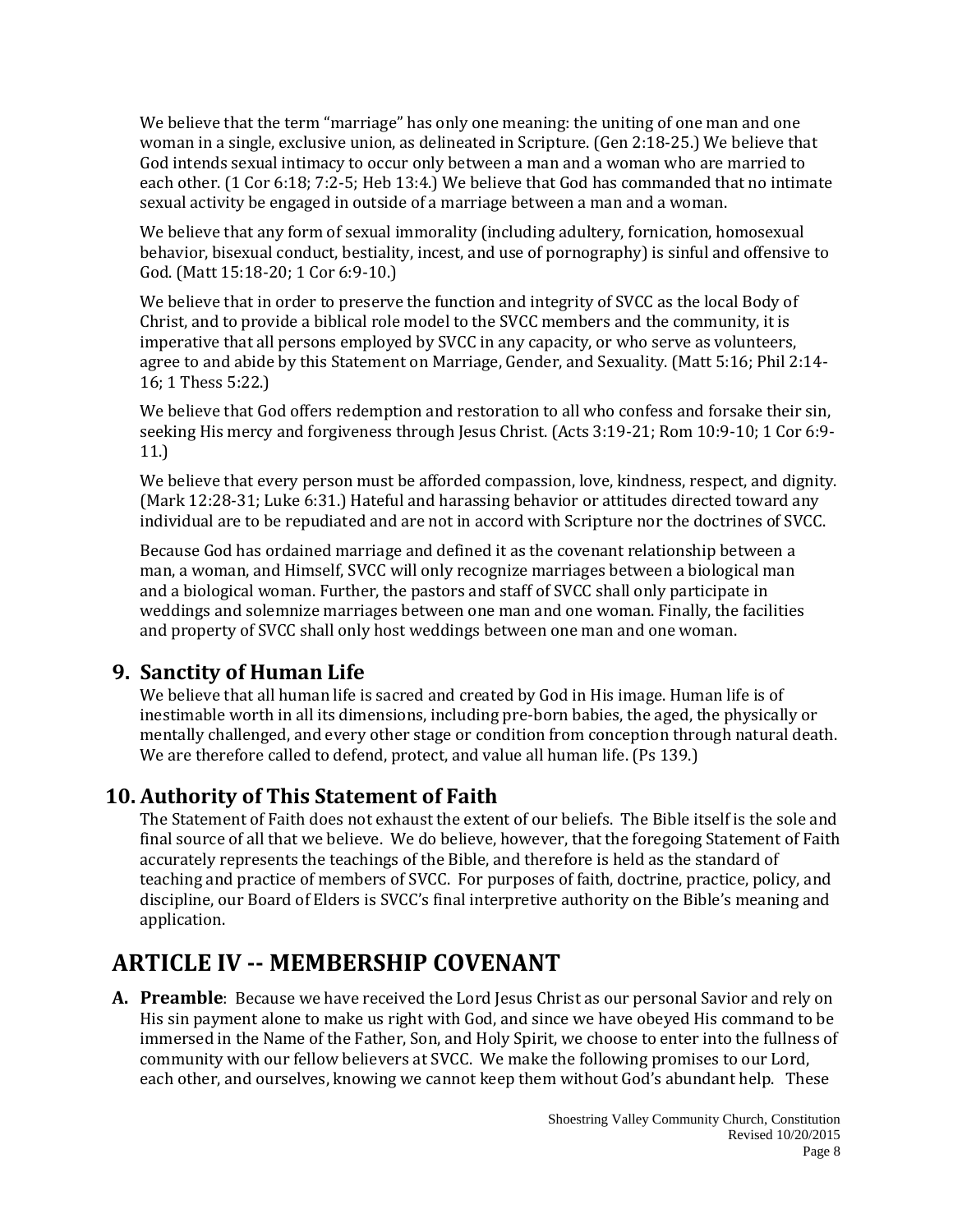We believe that the term "marriage" has only one meaning: the uniting of one man and one woman in a single, exclusive union, as delineated in Scripture. (Gen 2:18-25.) We believe that God intends sexual intimacy to occur only between a man and a woman who are married to each other. (1 Cor 6:18; 7:2-5; Heb 13:4.) We believe that God has commanded that no intimate sexual activity be engaged in outside of a marriage between a man and a woman.

We believe that any form of sexual immorality (including adultery, fornication, homosexual behavior, bisexual conduct, bestiality, incest, and use of pornography) is sinful and offensive to God. (Matt 15:18-20; 1 Cor 6:9-10.)

We believe that in order to preserve the function and integrity of SVCC as the local Body of Christ, and to provide a biblical role model to the SVCC members and the community, it is imperative that all persons employed by SVCC in any capacity, or who serve as volunteers, agree to and abide by this Statement on Marriage, Gender, and Sexuality. (Matt 5:16; Phil 2:14-16; 1 Thess 5:22.)

We believe that God offers redemption and restoration to all who confess and forsake their sin, seeking His mercy and forgiveness through Jesus Christ. (Acts 3:19-21; Rom 10:9-10; 1 Cor 6:9-11.)

We believe that every person must be afforded compassion, love, kindness, respect, and dignity. (Mark 12:28-31; Luke 6:31.) Hateful and harassing behavior or attitudes directed toward any individual are to be repudiated and are not in accord with Scripture nor the doctrines of SVCC.

Because God has ordained marriage and defined it as the covenant relationship between a man, a woman, and Himself, SVCC will only recognize marriages between a biological man and a biological woman. Further, the pastors and staff of SVCC shall only participate in weddings and solemnize marriages between one man and one woman. Finally, the facilities and property of SVCC shall only host weddings between one man and one woman.

### 9. Sanctity of Human Life

We believe that all human life is sacred and created by God in His image. Human life is of inestimable worth in all its dimensions, including pre-born babies, the aged, the physically or mentally challenged, and every other stage or condition from conception through natural death. We are therefore called to defend, protect, and value all human life. (Ps 139.)

### 10. Authority of This Statement of Faith

The Statement of Faith does not exhaust the extent of our beliefs. The Bible itself is the sole and final source of all that we believe. We do believe, however, that the foregoing Statement of Faith accurately represents the teachings of the Bible, and therefore is held as the standard of teaching and practice of members of SVCC. For purposes of faith, doctrine, practice, policy, and discipline, our Board of Elders is SVCC's final interpretive authority on the Bible's meaning and application.

## ARTICLE IV -- MEMBERSHIP COVENANT

**A. Preamble**: Because we have received the Lord Jesus Christ as our personal Savior and rely on His sin payment alone to make us right with God, and since we have obeyed His command to be immersed in the Name of the Father, Son, and Holy Spirit, we choose to enter into the fullness of community with our fellow believers at SVCC. We make the following promises to our Lord, each other, and ourselves, knowing we cannot keep them without God's abundant help. These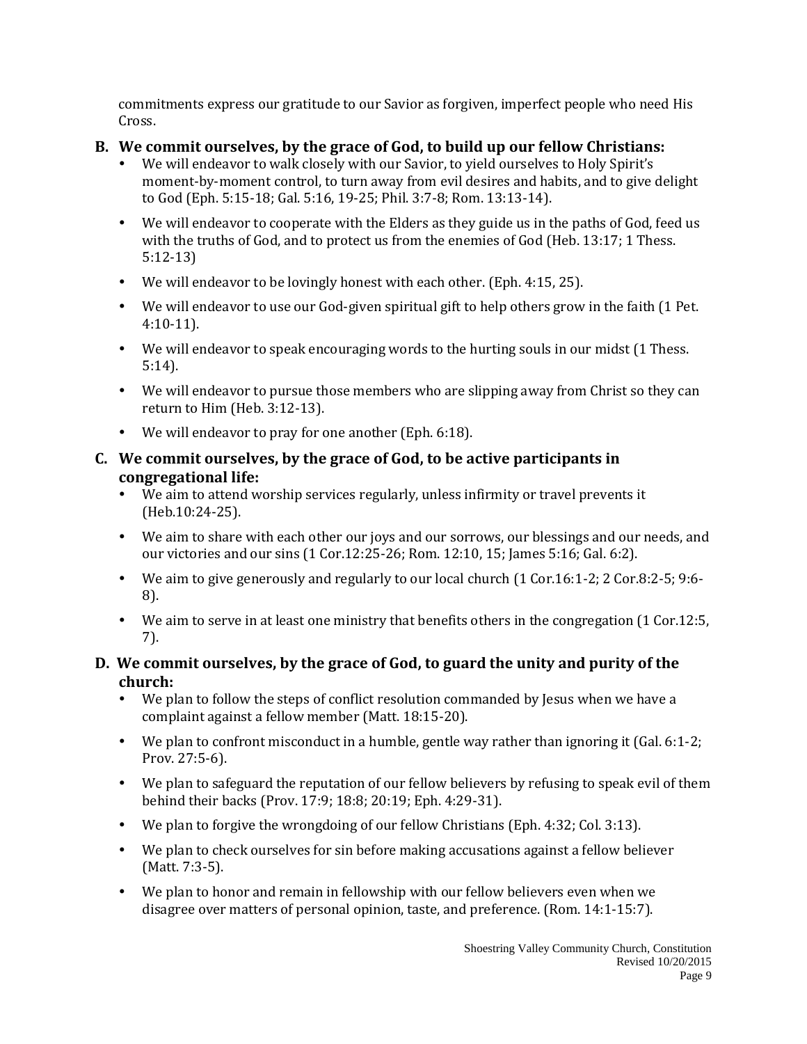commitments express our gratitude to our Savior as forgiven, imperfect people who need His Cross.

**B. We commit ourselves, by the grace of God, to build up our fellow Christians:**

- We will endeavor to walk closely with our Savior, to yield ourselves to Holy Spirit's moment-by-moment control, to turn away from evil desires and habits, and to give delight to God (Eph. 5:15-18; Gal. 5:16, 19-25; Phil. 3:7-8; Rom. 13:13-14).
- We will endeavor to cooperate with the Elders as they guide us in the paths of God, feed us with the truths of God, and to protect us from the enemies of God (Heb. 13:17; 1 Thess. 5:12-13)
- We will endeavor to be lovingly honest with each other. (Eph. 4:15, 25).
- We will endeavor to use our God-given spiritual gift to help others grow in the faith (1 Pet. 4:10-11).
- We will endeavor to speak encouraging words to the hurting souls in our midst (1 Thess. 5:14).
- We will endeavor to pursue those members who are slipping away from Christ so they can return to Him (Heb. 3:12-13).
- We will endeavor to pray for one another (Eph. 6:18).

**C. We commit ourselves, by the grace of God, to be active participants in congregational life:**

- We aim to attend worship services regularly, unless infirmity or travel prevents it (Heb.10:24-25).
- We aim to share with each other our joys and our sorrows, our blessings and our needs, and our victories and our sins (1 Cor.12:25-26; Rom. 12:10, 15; James 5:16; Gal. 6:2).
- We aim to give generously and regularly to our local church (1 Cor.16:1-2; 2 Cor.8:2-5; 9:6-8).
- We aim to serve in at least one ministry that benefits others in the congregation (1 Cor.12:5, 7).

**D. We commit ourselves, by the grace of God, to guard the unity and purity of the church:**

- We plan to follow the steps of conflict resolution commanded by Jesus when we have a complaint against a fellow member (Matt. 18:15-20).
- We plan to confront misconduct in a humble, gentle way rather than ignoring it (Gal. 6:1-2; Prov. 27:5-6).
- We plan to safeguard the reputation of our fellow believers by refusing to speak evil of them behind their backs (Prov. 17:9; 18:8; 20:19; Eph. 4:29-31).
- We plan to forgive the wrongdoing of our fellow Christians (Eph. 4:32; Col. 3:13).
- We plan to check ourselves for sin before making accusations against a fellow believer (Matt. 7:3-5).
- We plan to honor and remain in fellowship with our fellow believers even when we disagree over matters of personal opinion, taste, and preference. (Rom. 14:1-15:7).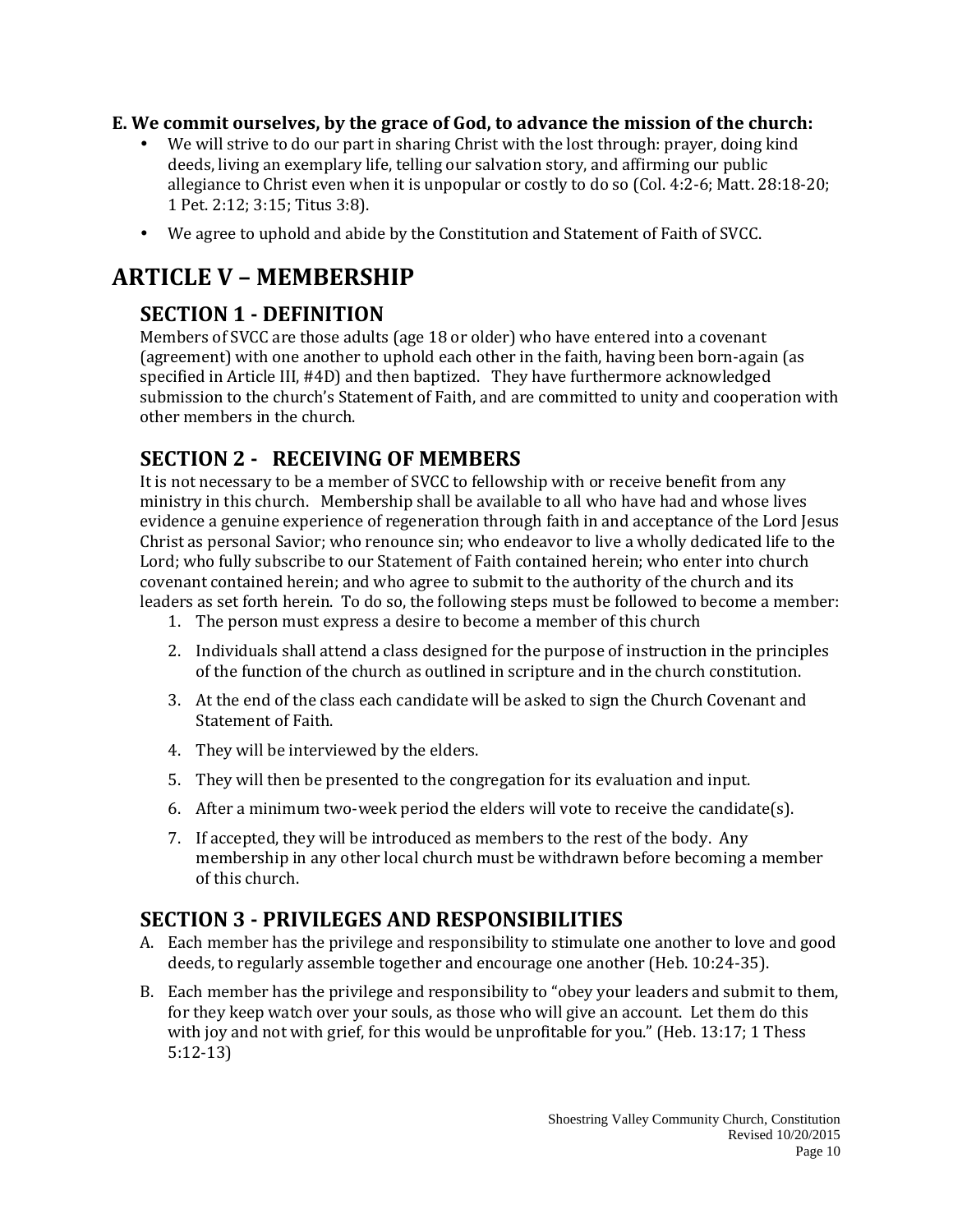**E. We commit ourselves, by the grace of God, to advance the mission of the church:**

- We will strive to do our part in sharing Christ with the lost through: prayer, doing kind deeds, living an exemplary life, telling our salvation story, and affirming our public allegiance to Christ even when it is unpopular or costly to do so (Col. 4:2-6; Matt. 28:18-20; 1 Pet. 2:12; 3:15; Titus 3:8).
- We agree to uphold and abide by the Constitution and Statement of Faith of SVCC.

# ARTICLE V – MEMBERSHIP

## SECTION 1 - DEFINITION

Members of SVCC are those adults (age 18 or older) who have entered into a covenant (agreement) with one another to uphold each other in the faith, having been born-again (as specified in Article III, #4D) and then baptized. They have furthermore acknowledged submission to the church's Statement of Faith, and are committed to unity and cooperation with other members in the church.

## SECTION 2 - RECEIVING OF MEMBERS

It is not necessary to be a member of SVCC to fellowship with or receive benefit from any ministry in this church. Membership shall be available to all who have had and whose lives evidence a genuine experience of regeneration through faith in and acceptance of the Lord Jesus Christ as personal Savior; who renounce sin; who endeavor to live a wholly dedicated life to the Lord; who fully subscribe to our Statement of Faith contained herein; who enter into church covenant contained herein; and who agree to submit to the authority of the church and its leaders as set forth herein. To do so, the following steps must be followed to become a member:

1. The person must express a desire to become a member of this church
2. Individuals shall attend a class designed for the purpose of instruction in the principles of the function of the church as outlined in scripture and in the church constitution.
3. At the end of the class each candidate will be asked to sign the Church Covenant and Statement of Faith.
4. They will be interviewed by the elders.
5. They will then be presented to the congregation for its evaluation and input.
6. After a minimum two-week period the elders will vote to receive the candidate(s).
7. If accepted, they will be introduced as members to the rest of the body. Any membership in any other local church must be withdrawn before becoming a member of this church.

## SECTION 3 - PRIVILEGES AND RESPONSIBILITIES

A. Each member has the privilege and responsibility to stimulate one another to love and good deeds, to regularly assemble together and encourage one another (Heb. 10:24-35).

B. Each member has the privilege and responsibility to "obey your leaders and submit to them, for they keep watch over your souls, as those who will give an account. Let them do this with joy and not with grief, for this would be unprofitable for you." (Heb. 13:17; 1 Thess 5:12-13)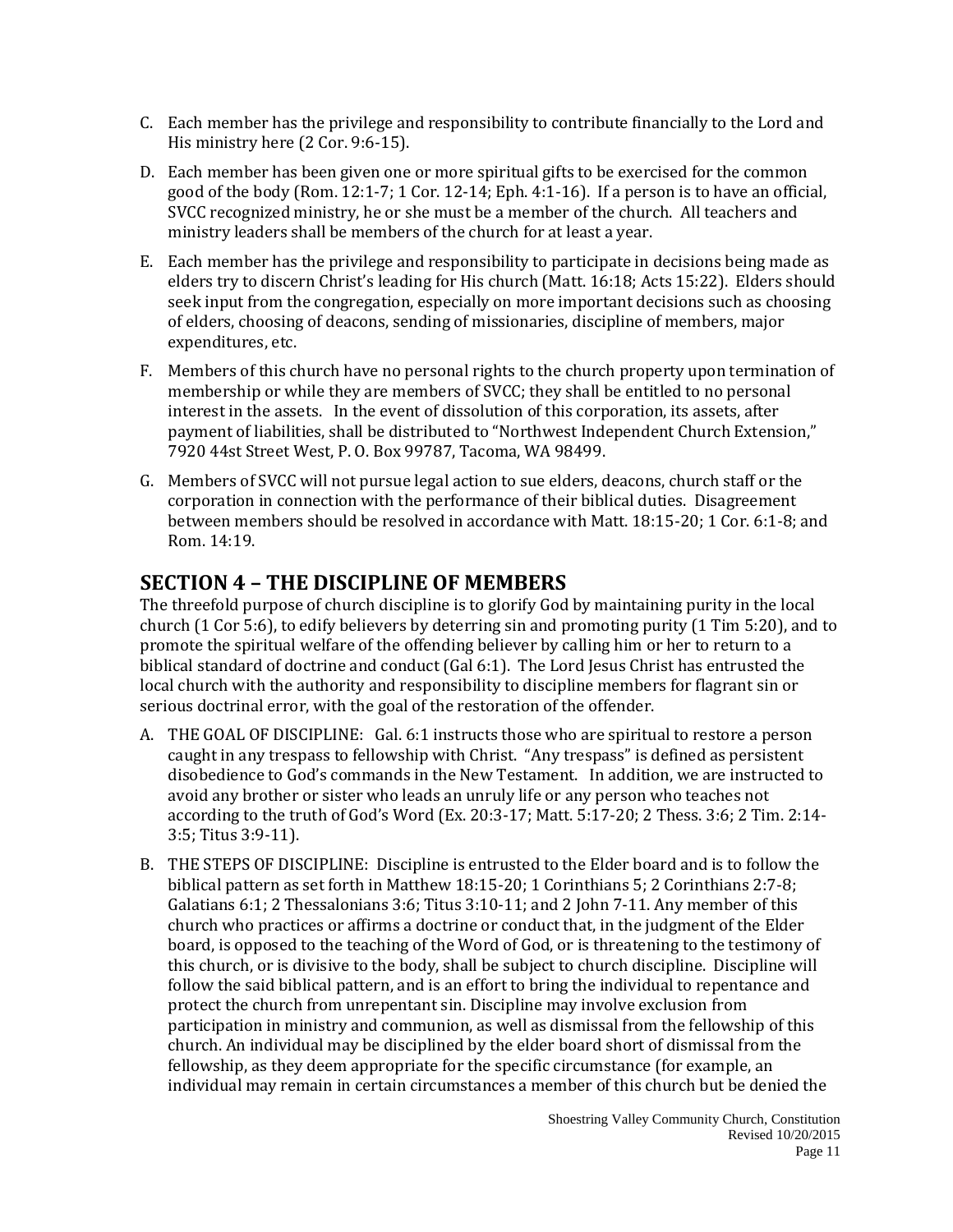C. Each member has the privilege and responsibility to contribute financially to the Lord and His ministry here (2 Cor. 9:6-15).

D. Each member has been given one or more spiritual gifts to be exercised for the common good of the body (Rom. 12:1-7; 1 Cor. 12-14; Eph. 4:1-16). If a person is to have an official, SVCC recognized ministry, he or she must be a member of the church. All teachers and ministry leaders shall be members of the church for at least a year.

E. Each member has the privilege and responsibility to participate in decisions being made as elders try to discern Christ's leading for His church (Matt. 16:18; Acts 15:22). Elders should seek input from the congregation, especially on more important decisions such as choosing of elders, choosing of deacons, sending of missionaries, discipline of members, major expenditures, etc.

F. Members of this church have no personal rights to the church property upon termination of membership or while they are members of SVCC; they shall be entitled to no personal interest in the assets. In the event of dissolution of this corporation, its assets, after payment of liabilities, shall be distributed to "Northwest Independent Church Extension," 7920 44st Street West, P. O. Box 99787, Tacoma, WA 98499.

G. Members of SVCC will not pursue legal action to sue elders, deacons, church staff or the corporation in connection with the performance of their biblical duties. Disagreement between members should be resolved in accordance with Matt. 18:15-20; 1 Cor. 6:1-8; and Rom. 14:19.

## SECTION 4 – THE DISCIPLINE OF MEMBERS

The threefold purpose of church discipline is to glorify God by maintaining purity in the local church (1 Cor 5:6), to edify believers by deterring sin and promoting purity (1 Tim 5:20), and to promote the spiritual welfare of the offending believer by calling him or her to return to a biblical standard of doctrine and conduct (Gal 6:1). The Lord Jesus Christ has entrusted the local church with the authority and responsibility to discipline members for flagrant sin or serious doctrinal error, with the goal of the restoration of the offender.

A. THE GOAL OF DISCIPLINE: Gal. 6:1 instructs those who are spiritual to restore a person caught in any trespass to fellowship with Christ. "Any trespass" is defined as persistent disobedience to God's commands in the New Testament. In addition, we are instructed to avoid any brother or sister who leads an unruly life or any person who teaches not according to the truth of God's Word (Ex. 20:3-17; Matt. 5:17-20; 2 Thess. 3:6; 2 Tim. 2:14-3:5; Titus 3:9-11).

B. THE STEPS OF DISCIPLINE: Discipline is entrusted to the Elder board and is to follow the biblical pattern as set forth in Matthew 18:15-20; 1 Corinthians 5; 2 Corinthians 2:7-8; Galatians 6:1; 2 Thessalonians 3:6; Titus 3:10-11; and 2 John 7-11. Any member of this church who practices or affirms a doctrine or conduct that, in the judgment of the Elder board, is opposed to the teaching of the Word of God, or is threatening to the testimony of this church, or is divisive to the body, shall be subject to church discipline. Discipline will follow the said biblical pattern, and is an effort to bring the individual to repentance and protect the church from unrepentant sin. Discipline may involve exclusion from participation in ministry and communion, as well as dismissal from the fellowship of this church. An individual may be disciplined by the elder board short of dismissal from the fellowship, as they deem appropriate for the specific circumstance (for example, an individual may remain in certain circumstances a member of this church but be denied the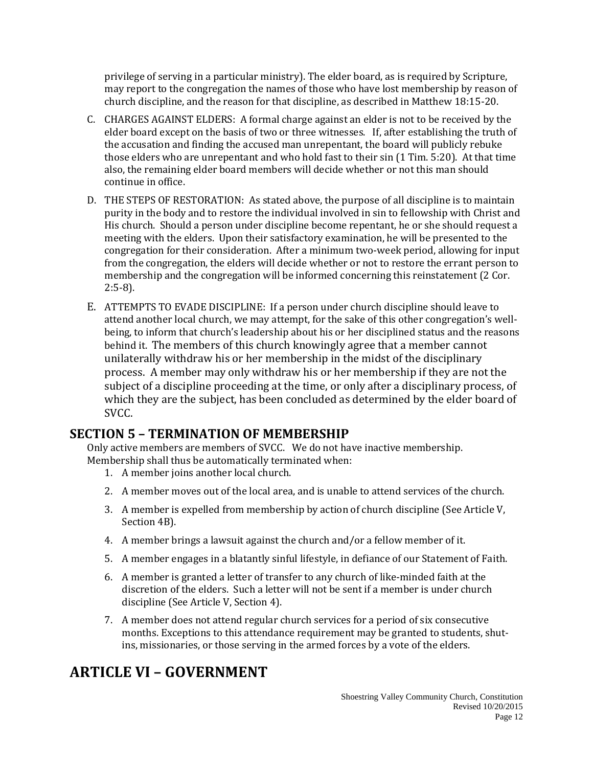privilege of serving in a particular ministry). The elder board, as is required by Scripture, may report to the congregation the names of those who have lost membership by reason of church discipline, and the reason for that discipline, as described in Matthew 18:15-20.

C. CHARGES AGAINST ELDERS: A formal charge against an elder is not to be received by the elder board except on the basis of two or three witnesses. If, after establishing the truth of the accusation and finding the accused man unrepentant, the board will publicly rebuke those elders who are unrepentant and who hold fast to their sin (1 Tim. 5:20). At that time also, the remaining elder board members will decide whether or not this man should continue in office.

D. THE STEPS OF RESTORATION: As stated above, the purpose of all discipline is to maintain purity in the body and to restore the individual involved in sin to fellowship with Christ and His church. Should a person under discipline become repentant, he or she should request a meeting with the elders. Upon their satisfactory examination, he will be presented to the congregation for their consideration. After a minimum two-week period, allowing for input from the congregation, the elders will decide whether or not to restore the errant person to membership and the congregation will be informed concerning this reinstatement (2 Cor. 2:5-8).

E. ATTEMPTS TO EVADE DISCIPLINE: If a person under church discipline should leave to attend another local church, we may attempt, for the sake of this other congregation's well-being, to inform that church's leadership about his or her disciplined status and the reasons behind it. The members of this church knowingly agree that a member cannot unilaterally withdraw his or her membership in the midst of the disciplinary process. A member may only withdraw his or her membership if they are not the subject of a discipline proceeding at the time, or only after a disciplinary process, of which they are the subject, has been concluded as determined by the elder board of SVCC.

## SECTION 5 – TERMINATION OF MEMBERSHIP

Only active members are members of SVCC. We do not have inactive membership. Membership shall thus be automatically terminated when:

1. A member joins another local church.
2. A member moves out of the local area, and is unable to attend services of the church.
3. A member is expelled from membership by action of church discipline (See Article V, Section 4B).
4. A member brings a lawsuit against the church and/or a fellow member of it.
5. A member engages in a blatantly sinful lifestyle, in defiance of our Statement of Faith.
6. A member is granted a letter of transfer to any church of like-minded faith at the discretion of the elders. Such a letter will not be sent if a member is under church discipline (See Article V, Section 4).
7. A member does not attend regular church services for a period of six consecutive months. Exceptions to this attendance requirement may be granted to students, shut-ins, missionaries, or those serving in the armed forces by a vote of the elders.

# ARTICLE VI – GOVERNMENT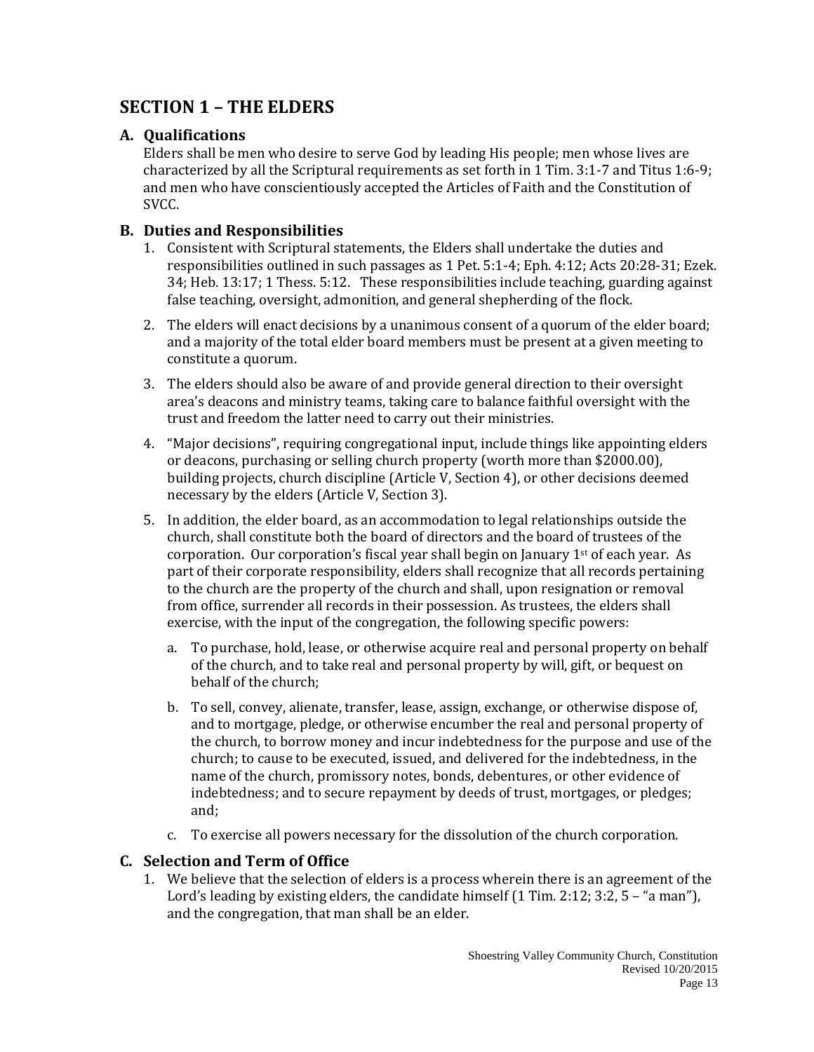## SECTION 1 – THE ELDERS

### A. Qualifications

Elders shall be men who desire to serve God by leading His people; men whose lives are characterized by all the Scriptural requirements as set forth in 1 Tim. 3:1-7 and Titus 1:6-9; and men who have conscientiously accepted the Articles of Faith and the Constitution of SVCC.

### B. Duties and Responsibilities

1. Consistent with Scriptural statements, the Elders shall undertake the duties and responsibilities outlined in such passages as 1 Pet. 5:1-4; Eph. 4:12; Acts 20:28-31; Ezek. 34; Heb. 13:17; 1 Thess. 5:12. These responsibilities include teaching, guarding against false teaching, oversight, admonition, and general shepherding of the flock.

2. The elders will enact decisions by a unanimous consent of a quorum of the elder board; and a majority of the total elder board members must be present at a given meeting to constitute a quorum.

3. The elders should also be aware of and provide general direction to their oversight area's deacons and ministry teams, taking care to balance faithful oversight with the trust and freedom the latter need to carry out their ministries.

4. "Major decisions", requiring congregational input, include things like appointing elders or deacons, purchasing or selling church property (worth more than $2000.00), building projects, church discipline (Article V, Section 4), or other decisions deemed necessary by the elders (Article V, Section 3).

5. In addition, the elder board, as an accommodation to legal relationships outside the church, shall constitute both the board of directors and the board of trustees of the corporation. Our corporation's fiscal year shall begin on January 1st of each year. As part of their corporate responsibility, elders shall recognize that all records pertaining to the church are the property of the church and shall, upon resignation or removal from office, surrender all records in their possession. As trustees, the elders shall exercise, with the input of the congregation, the following specific powers:

   a. To purchase, hold, lease, or otherwise acquire real and personal property on behalf of the church, and to take real and personal property by will, gift, or bequest on behalf of the church;

   b. To sell, convey, alienate, transfer, lease, assign, exchange, or otherwise dispose of, and to mortgage, pledge, or otherwise encumber the real and personal property of the church, to borrow money and incur indebtedness for the purpose and use of the church; to cause to be executed, issued, and delivered for the indebtedness, in the name of the church, promissory notes, bonds, debentures, or other evidence of indebtedness; and to secure repayment by deeds of trust, mortgages, or pledges; and;

   c. To exercise all powers necessary for the dissolution of the church corporation.

### C. Selection and Term of Office

1. We believe that the selection of elders is a process wherein there is an agreement of the Lord's leading by existing elders, the candidate himself (1 Tim. 2:12; 3:2, 5 – "a man"), and the congregation, that man shall be an elder.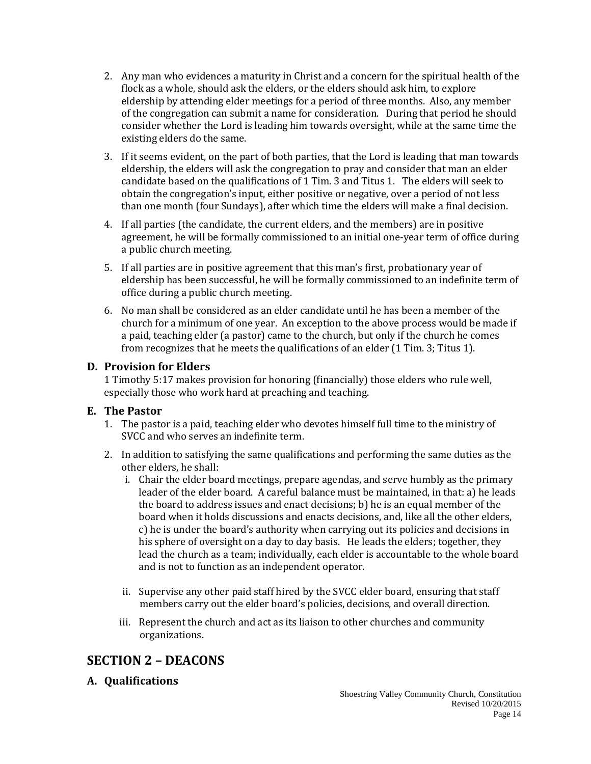2. Any man who evidences a maturity in Christ and a concern for the spiritual health of the flock as a whole, should ask the elders, or the elders should ask him, to explore eldership by attending elder meetings for a period of three months. Also, any member of the congregation can submit a name for consideration. During that period he should consider whether the Lord is leading him towards oversight, while at the same time the existing elders do the same.
3. If it seems evident, on the part of both parties, that the Lord is leading that man towards eldership, the elders will ask the congregation to pray and consider that man an elder candidate based on the qualifications of 1 Tim. 3 and Titus 1. The elders will seek to obtain the congregation's input, either positive or negative, over a period of not less than one month (four Sundays), after which time the elders will make a final decision.
4. If all parties (the candidate, the current elders, and the members) are in positive agreement, he will be formally commissioned to an initial one-year term of office during a public church meeting.
5. If all parties are in positive agreement that this man's first, probationary year of eldership has been successful, he will be formally commissioned to an indefinite term of office during a public church meeting.
6. No man shall be considered as an elder candidate until he has been a member of the church for a minimum of one year. An exception to the above process would be made if a paid, teaching elder (a pastor) came to the church, but only if the church he comes from recognizes that he meets the qualifications of an elder (1 Tim. 3; Titus 1).

### D. Provision for Elders

1 Timothy 5:17 makes provision for honoring (financially) those elders who rule well, especially those who work hard at preaching and teaching.

### E. The Pastor

1. The pastor is a paid, teaching elder who devotes himself full time to the ministry of SVCC and who serves an indefinite term.
2. In addition to satisfying the same qualifications and performing the same duties as the other elders, he shall:
   i. Chair the elder board meetings, prepare agendas, and serve humbly as the primary leader of the elder board. A careful balance must be maintained, in that: a) he leads the board to address issues and enact decisions; b) he is an equal member of the board when it holds discussions and enacts decisions, and, like all the other elders, c) he is under the board's authority when carrying out its policies and decisions in his sphere of oversight on a day to day basis. He leads the elders; together, they lead the church as a team; individually, each elder is accountable to the whole board and is not to function as an independent operator.

   ii. Supervise any other paid staff hired by the SVCC elder board, ensuring that staff members carry out the elder board's policies, decisions, and overall direction.

   iii. Represent the church and act as its liaison to other churches and community organizations.

## SECTION 2 – DEACONS

### A. Qualifications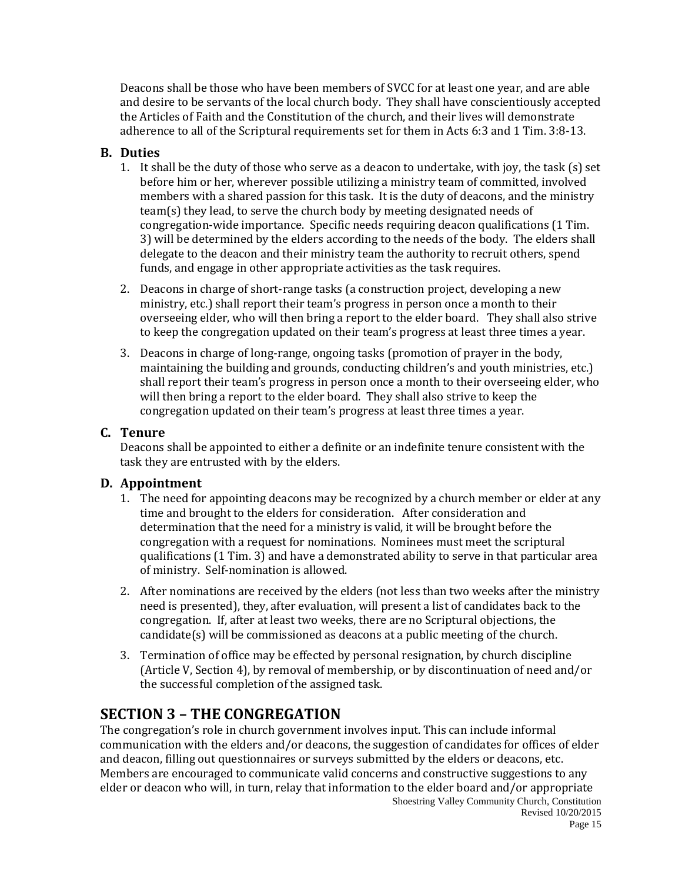Deacons shall be those who have been members of SVCC for at least one year, and are able and desire to be servants of the local church body. They shall have conscientiously accepted the Articles of Faith and the Constitution of the church, and their lives will demonstrate adherence to all of the Scriptural requirements set for them in Acts 6:3 and 1 Tim. 3:8-13.

### B. Duties

1. It shall be the duty of those who serve as a deacon to undertake, with joy, the task (s) set before him or her, wherever possible utilizing a ministry team of committed, involved members with a shared passion for this task. It is the duty of deacons, and the ministry team(s) they lead, to serve the church body by meeting designated needs of congregation-wide importance. Specific needs requiring deacon qualifications (1 Tim. 3) will be determined by the elders according to the needs of the body. The elders shall delegate to the deacon and their ministry team the authority to recruit others, spend funds, and engage in other appropriate activities as the task requires.
2. Deacons in charge of short-range tasks (a construction project, developing a new ministry, etc.) shall report their team's progress in person once a month to their overseeing elder, who will then bring a report to the elder board. They shall also strive to keep the congregation updated on their team's progress at least three times a year.
3. Deacons in charge of long-range, ongoing tasks (promotion of prayer in the body, maintaining the building and grounds, conducting children's and youth ministries, etc.) shall report their team's progress in person once a month to their overseeing elder, who will then bring a report to the elder board. They shall also strive to keep the congregation updated on their team's progress at least three times a year.

### C. Tenure

Deacons shall be appointed to either a definite or an indefinite tenure consistent with the task they are entrusted with by the elders.

### D. Appointment

1. The need for appointing deacons may be recognized by a church member or elder at any time and brought to the elders for consideration. After consideration and determination that the need for a ministry is valid, it will be brought before the congregation with a request for nominations. Nominees must meet the scriptural qualifications (1 Tim. 3) and have a demonstrated ability to serve in that particular area of ministry. Self-nomination is allowed.
2. After nominations are received by the elders (not less than two weeks after the ministry need is presented), they, after evaluation, will present a list of candidates back to the congregation. If, after at least two weeks, there are no Scriptural objections, the candidate(s) will be commissioned as deacons at a public meeting of the church.
3. Termination of office may be effected by personal resignation, by church discipline (Article V, Section 4), by removal of membership, or by discontinuation of need and/or the successful completion of the assigned task.

## SECTION 3 – THE CONGREGATION

The congregation's role in church government involves input. This can include informal communication with the elders and/or deacons, the suggestion of candidates for offices of elder and deacon, filling out questionnaires or surveys submitted by the elders or deacons, etc. Members are encouraged to communicate valid concerns and constructive suggestions to any elder or deacon who will, in turn, relay that information to the elder board and/or appropriate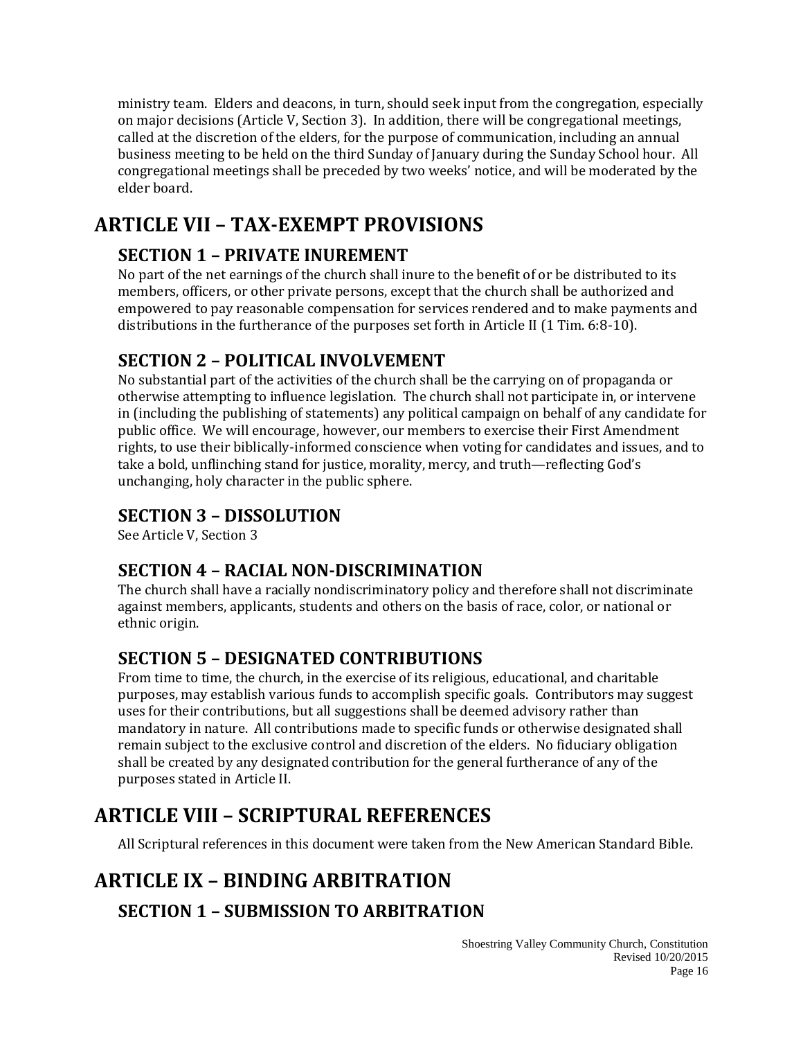ministry team. Elders and deacons, in turn, should seek input from the congregation, especially on major decisions (Article V, Section 3). In addition, there will be congregational meetings, called at the discretion of the elders, for the purpose of communication, including an annual business meeting to be held on the third Sunday of January during the Sunday School hour. All congregational meetings shall be preceded by two weeks' notice, and will be moderated by the elder board.

# ARTICLE VII – TAX-EXEMPT PROVISIONS

## SECTION 1 – PRIVATE INUREMENT

No part of the net earnings of the church shall inure to the benefit of or be distributed to its members, officers, or other private persons, except that the church shall be authorized and empowered to pay reasonable compensation for services rendered and to make payments and distributions in the furtherance of the purposes set forth in Article II (1 Tim. 6:8-10).

## SECTION 2 – POLITICAL INVOLVEMENT

No substantial part of the activities of the church shall be the carrying on of propaganda or otherwise attempting to influence legislation. The church shall not participate in, or intervene in (including the publishing of statements) any political campaign on behalf of any candidate for public office. We will encourage, however, our members to exercise their First Amendment rights, to use their biblically-informed conscience when voting for candidates and issues, and to take a bold, unflinching stand for justice, morality, mercy, and truth—reflecting God's unchanging, holy character in the public sphere.

## SECTION 3 – DISSOLUTION

See Article V, Section 3

## SECTION 4 – RACIAL NON-DISCRIMINATION

The church shall have a racially nondiscriminatory policy and therefore shall not discriminate against members, applicants, students and others on the basis of race, color, or national or ethnic origin.

## SECTION 5 – DESIGNATED CONTRIBUTIONS

From time to time, the church, in the exercise of its religious, educational, and charitable purposes, may establish various funds to accomplish specific goals. Contributors may suggest uses for their contributions, but all suggestions shall be deemed advisory rather than mandatory in nature. All contributions made to specific funds or otherwise designated shall remain subject to the exclusive control and discretion of the elders. No fiduciary obligation shall be created by any designated contribution for the general furtherance of any of the purposes stated in Article II.

# ARTICLE VIII – SCRIPTURAL REFERENCES

All Scriptural references in this document were taken from the New American Standard Bible.

# ARTICLE IX – BINDING ARBITRATION

## SECTION 1 – SUBMISSION TO ARBITRATION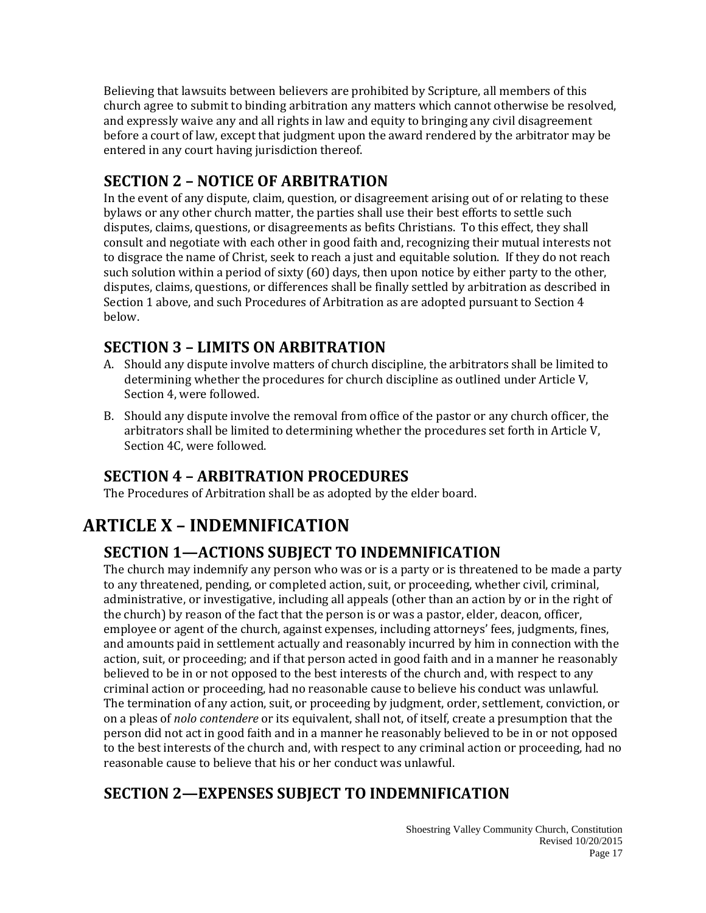Believing that lawsuits between believers are prohibited by Scripture, all members of this church agree to submit to binding arbitration any matters which cannot otherwise be resolved, and expressly waive any and all rights in law and equity to bringing any civil disagreement before a court of law, except that judgment upon the award rendered by the arbitrator may be entered in any court having jurisdiction thereof.

### SECTION 2 – NOTICE OF ARBITRATION

In the event of any dispute, claim, question, or disagreement arising out of or relating to these bylaws or any other church matter, the parties shall use their best efforts to settle such disputes, claims, questions, or disagreements as befits Christians. To this effect, they shall consult and negotiate with each other in good faith and, recognizing their mutual interests not to disgrace the name of Christ, seek to reach a just and equitable solution. If they do not reach such solution within a period of sixty (60) days, then upon notice by either party to the other, disputes, claims, questions, or differences shall be finally settled by arbitration as described in Section 1 above, and such Procedures of Arbitration as are adopted pursuant to Section 4 below.

### SECTION 3 – LIMITS ON ARBITRATION

A. Should any dispute involve matters of church discipline, the arbitrators shall be limited to determining whether the procedures for church discipline as outlined under Article V, Section 4, were followed.

B. Should any dispute involve the removal from office of the pastor or any church officer, the arbitrators shall be limited to determining whether the procedures set forth in Article V, Section 4C, were followed.

### SECTION 4 – ARBITRATION PROCEDURES

The Procedures of Arbitration shall be as adopted by the elder board.

## ARTICLE X – INDEMNIFICATION

### SECTION 1—ACTIONS SUBJECT TO INDEMNIFICATION

The church may indemnify any person who was or is a party or is threatened to be made a party to any threatened, pending, or completed action, suit, or proceeding, whether civil, criminal, administrative, or investigative, including all appeals (other than an action by or in the right of the church) by reason of the fact that the person is or was a pastor, elder, deacon, officer, employee or agent of the church, against expenses, including attorneys' fees, judgments, fines, and amounts paid in settlement actually and reasonably incurred by him in connection with the action, suit, or proceeding; and if that person acted in good faith and in a manner he reasonably believed to be in or not opposed to the best interests of the church and, with respect to any criminal action or proceeding, had no reasonable cause to believe his conduct was unlawful. The termination of any action, suit, or proceeding by judgment, order, settlement, conviction, or on a pleas of *nolo contendere* or its equivalent, shall not, of itself, create a presumption that the person did not act in good faith and in a manner he reasonably believed to be in or not opposed to the best interests of the church and, with respect to any criminal action or proceeding, had no reasonable cause to believe that his or her conduct was unlawful.

### SECTION 2—EXPENSES SUBJECT TO INDEMNIFICATION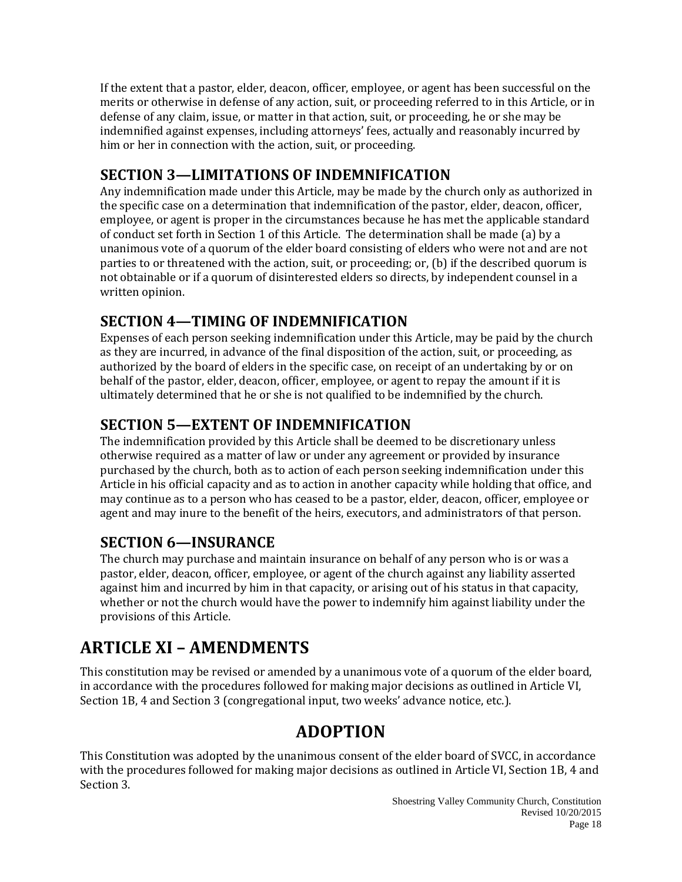If the extent that a pastor, elder, deacon, officer, employee, or agent has been successful on the merits or otherwise in defense of any action, suit, or proceeding referred to in this Article, or in defense of any claim, issue, or matter in that action, suit, or proceeding, he or she may be indemnified against expenses, including attorneys' fees, actually and reasonably incurred by him or her in connection with the action, suit, or proceeding.

### SECTION 3—LIMITATIONS OF INDEMNIFICATION

Any indemnification made under this Article, may be made by the church only as authorized in the specific case on a determination that indemnification of the pastor, elder, deacon, officer, employee, or agent is proper in the circumstances because he has met the applicable standard of conduct set forth in Section 1 of this Article. The determination shall be made (a) by a unanimous vote of a quorum of the elder board consisting of elders who were not and are not parties to or threatened with the action, suit, or proceeding; or, (b) if the described quorum is not obtainable or if a quorum of disinterested elders so directs, by independent counsel in a written opinion.

### SECTION 4—TIMING OF INDEMNIFICATION

Expenses of each person seeking indemnification under this Article, may be paid by the church as they are incurred, in advance of the final disposition of the action, suit, or proceeding, as authorized by the board of elders in the specific case, on receipt of an undertaking by or on behalf of the pastor, elder, deacon, officer, employee, or agent to repay the amount if it is ultimately determined that he or she is not qualified to be indemnified by the church.

### SECTION 5—EXTENT OF INDEMNIFICATION

The indemnification provided by this Article shall be deemed to be discretionary unless otherwise required as a matter of law or under any agreement or provided by insurance purchased by the church, both as to action of each person seeking indemnification under this Article in his official capacity and as to action in another capacity while holding that office, and may continue as to a person who has ceased to be a pastor, elder, deacon, officer, employee or agent and may inure to the benefit of the heirs, executors, and administrators of that person.

### SECTION 6—INSURANCE

The church may purchase and maintain insurance on behalf of any person who is or was a pastor, elder, deacon, officer, employee, or agent of the church against any liability asserted against him and incurred by him in that capacity, or arising out of his status in that capacity, whether or not the church would have the power to indemnify him against liability under the provisions of this Article.

## ARTICLE XI – AMENDMENTS

This constitution may be revised or amended by a unanimous vote of a quorum of the elder board, in accordance with the procedures followed for making major decisions as outlined in Article VI, Section 1B, 4 and Section 3 (congregational input, two weeks' advance notice, etc.).

## ADOPTION

This Constitution was adopted by the unanimous consent of the elder board of SVCC, in accordance with the procedures followed for making major decisions as outlined in Article VI, Section 1B, 4 and Section 3.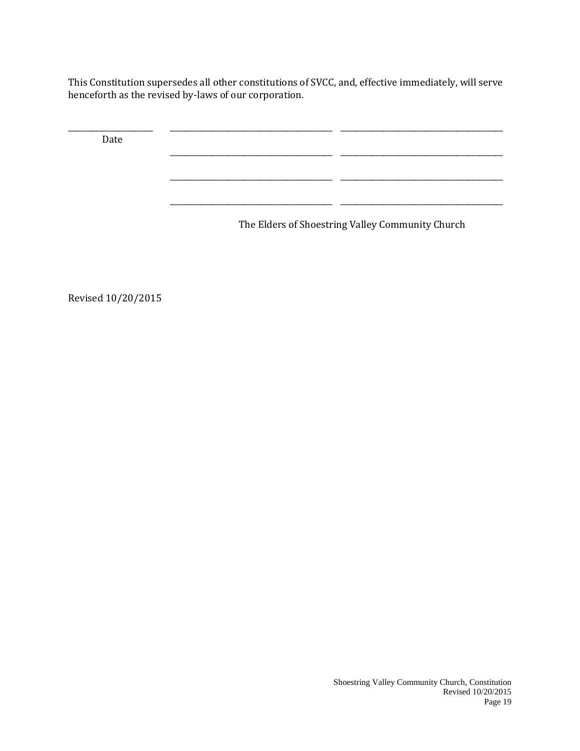This Constitution supersedes all other constitutions of SVCC, and, effective immediately, will serve henceforth as the revised by-laws of our corporation.

| | | |
|---|---|---|
| ____________________ | ________________________________________ | ________________________________________ |
| Date | ________________________________________ | ________________________________________ |
| | ________________________________________ | ________________________________________ |
| | ________________________________________ | ________________________________________ |

The Elders of Shoestring Valley Community Church

Revised 10/20/2015